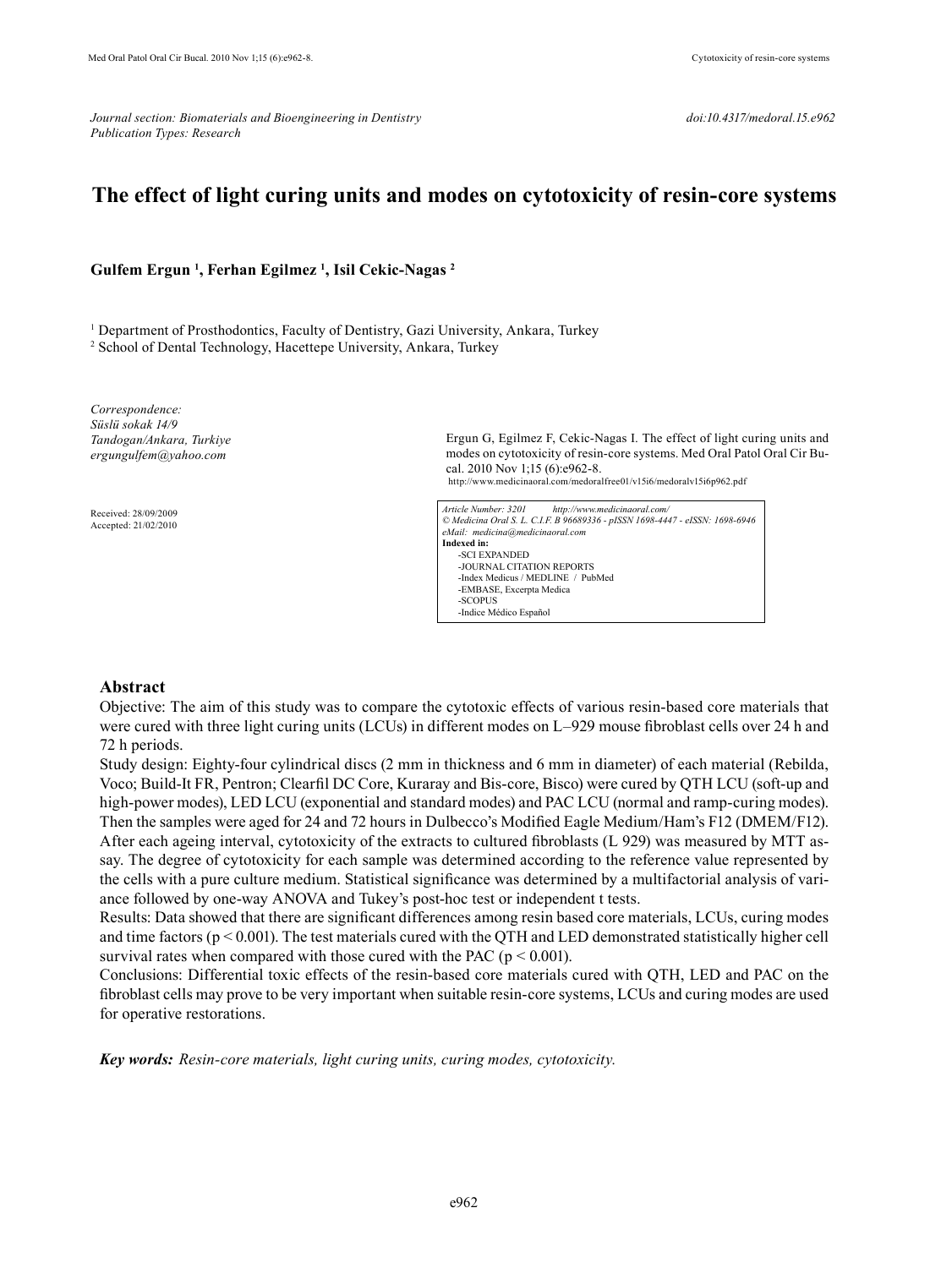*Journal section: Biomaterials and Bioengineering in Dentistry*
*Publication Types: Research*

*doi:10.4317/medoral.15.e962*

# The effect of light curing units and modes on cytotoxicity of resin-core systems

**Gulfem Ergun [1], Ferhan Egilmez [1], Isil Cekic-Nagas [2]**

[1] Department of Prosthodontics, Faculty of Dentistry, Gazi University, Ankara, Turkey
[2] School of Dental Technology, Hacettepe University, Ankara, Turkey

*Correspondence:*
*Süslü sokak 14/9*
*Tandogan/Ankara, Turkiye*
*ergungulfem@yahoo.com*

Received: 28/09/2009
Accepted: 21/02/2010

Ergun G, Egilmez F, Cekic-Nagas I. The effect of light curing units and modes on cytotoxicity of resin-core systems. Med Oral Patol Oral Cir Bucal. 2010 Nov 1;15 (6):e962-8.
http://www.medicinaoral.com/medoralfree01/v15i6/medoralv15i6p962.pdf

*Article Number: 3201 http://www.medicinaoral.com/*
*© Medicina Oral S. L. C.I.F. B 96689336 - pISSN 1698-4447 - eISSN: 1698-6946*
*eMail: medicina@medicinaoral.com*
**Indexed in:**
- SCI EXPANDED
- JOURNAL CITATION REPORTS
- Index Medicus / MEDLINE / PubMed
- EMBASE, Excerpta Medica
- SCOPUS
- Indice Médico Español

## Abstract

Objective: The aim of this study was to compare the cytotoxic effects of various resin-based core materials that were cured with three light curing units (LCUs) in different modes on L–929 mouse fibroblast cells over 24 h and 72 h periods.

Study design: Eighty-four cylindrical discs (2 mm in thickness and 6 mm in diameter) of each material (Rebilda, Voco; Build-It FR, Pentron; Clearfil DC Core, Kuraray and Bis-core, Bisco) were cured by QTH LCU (soft-up and high-power modes), LED LCU (exponential and standard modes) and PAC LCU (normal and ramp-curing modes). Then the samples were aged for 24 and 72 hours in Dulbecco's Modified Eagle Medium/Ham's F12 (DMEM/F12). After each ageing interval, cytotoxicity of the extracts to cultured fibroblasts (L 929) was measured by MTT assay. The degree of cytotoxicity for each sample was determined according to the reference value represented by the cells with a pure culture medium. Statistical significance was determined by a multifactorial analysis of variance followed by one-way ANOVA and Tukey's post-hoc test or independent t tests.

Results: Data showed that there are significant differences among resin based core materials, LCUs, curing modes and time factors ($p < 0.001$). The test materials cured with the QTH and LED demonstrated statistically higher cell survival rates when compared with those cured with the PAC ($p < 0.001$).

Conclusions: Differential toxic effects of the resin-based core materials cured with QTH, LED and PAC on the fibroblast cells may prove to be very important when suitable resin-core systems, LCUs and curing modes are used for operative restorations.

***Key words:*** *Resin-core materials, light curing units, curing modes, cytotoxicity.*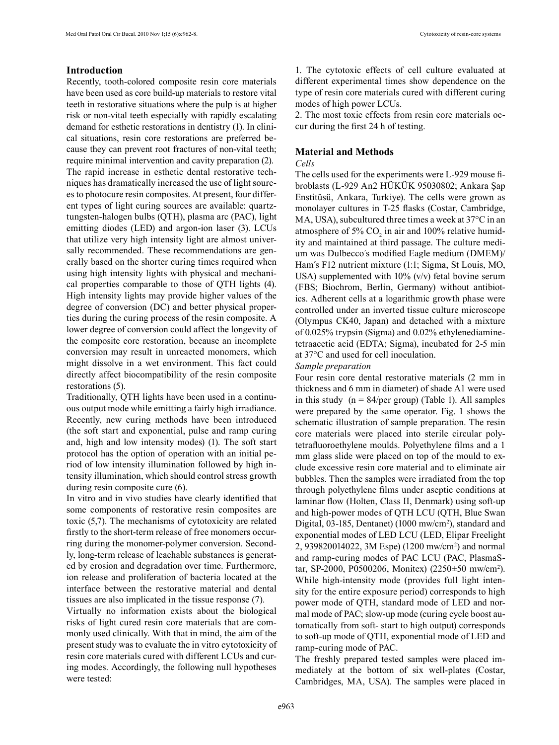## Introduction

Recently, tooth-colored composite resin core materials have been used as core build-up materials to restore vital teeth in restorative situations where the pulp is at higher risk or non-vital teeth especially with rapidly escalating demand for esthetic restorations in dentistry (1). In clinical situations, resin core restorations are preferred because they can prevent root fractures of non-vital teeth; require minimal intervention and cavity preparation (2).

The rapid increase in esthetic dental restorative techniques has dramatically increased the use of light sources to photocure resin composites. At present, four different types of light curing sources are available: quartz-tungsten-halogen bulbs (QTH), plasma arc (PAC), light emitting diodes (LED) and argon-ion laser (3). LCUs that utilize very high intensity light are almost universally recommended. These recommendations are generally based on the shorter curing times required when using high intensity lights with physical and mechanical properties comparable to those of QTH lights (4). High intensity lights may provide higher values of the degree of conversion (DC) and better physical properties during the curing process of the resin composite. A lower degree of conversion could affect the longevity of the composite core restoration, because an incomplete conversion may result in unreacted monomers, which might dissolve in a wet environment. This fact could directly affect biocompatibility of the resin composite restorations (5).

Traditionally, QTH lights have been used in a continuous output mode while emitting a fairly high irradiance. Recently, new curing methods have been introduced (the soft start and exponential, pulse and ramp curing and, high and low intensity modes) (1). The soft start protocol has the option of operation with an initial period of low intensity illumination followed by high intensity illumination, which should control stress growth during resin composite cure (6).

In vitro and in vivo studies have clearly identified that some components of restorative resin composites are toxic (5,7). The mechanisms of cytotoxicity are related firstly to the short-term release of free monomers occurring during the monomer-polymer conversion. Secondly, long-term release of leachable substances is generated by erosion and degradation over time. Furthermore, ion release and proliferation of bacteria located at the interface between the restorative material and dental tissues are also implicated in the tissue response (7).

Virtually no information exists about the biological risks of light cured resin core materials that are commonly used clinically. With that in mind, the aim of the present study was to evaluate the in vitro cytotoxicity of resin core materials cured with different LCUs and curing modes. Accordingly, the following null hypotheses were tested:

1. The cytotoxic effects of cell culture evaluated at different experimental times show dependence on the type of resin core materials cured with different curing modes of high power LCUs.
2. The most toxic effects from resin core materials occur during the first 24 h of testing.

## Material and Methods

*Cells*

The cells used for the experiments were L-929 mouse fibroblasts (L-929 An2 HÜKÜK 95030802; Ankara Şap Enstitüsü, Ankara, Turkiye). The cells were grown as monolayer cultures in T-25 flasks (Costar, Cambridge, MA, USA), subcultured three times a week at 37°C in an atmosphere of 5% $CO_2$ in air and 100% relative humidity and maintained at third passage. The culture medium was Dulbecco´s modified Eagle medium (DMEM)/Ham´s F12 nutrient mixture (1:1; Sigma, St Louis, MO, USA) supplemented with 10% (v/v) fetal bovine serum (FBS; Biochrom, Berlin, Germany) without antibiotics. Adherent cells at a logarithmic growth phase were controlled under an inverted tissue culture microscope (Olympus CK40, Japan) and detached with a mixture of 0.025% trypsin (Sigma) and 0.02% ethylenediaminetetraacetic acid (EDTA; Sigma), incubated for 2-5 min at 37°C and used for cell inoculation.

*Sample preparation*

Four resin core dental restorative materials (2 mm in thickness and 6 mm in diameter) of shade A1 were used in this study (n = 84/per group) (Table 1). All samples were prepared by the same operator. Fig. 1 shows the schematic illustration of sample preparation. The resin core materials were placed into sterile circular polytetrafluoroethylene moulds. Polyethylene films and a 1 mm glass slide were placed on top of the mould to exclude excessive resin core material and to eliminate air bubbles. Then the samples were irradiated from the top through polyethylene films under aseptic conditions at laminar flow (Holten, Class II, Denmark) using soft-up and high-power modes of QTH LCU (QTH, Blue Swan Digital, 03-185, Dentanet) (1000 mw/cm$^2$), standard and exponential modes of LED LCU (LED, Elipar Freelight 2, 939820014022, 3M Espe) (1200 mw/cm$^2$) and normal and ramp-curing modes of PAC LCU (PAC, PlasmaStar, SP-2000, P0500206, Monitex) (2250±50 mw/cm$^2$). While high-intensity mode (provides full light intensity for the entire exposure period) corresponds to high power mode of QTH, standard mode of LED and normal mode of PAC; slow-up mode (curing cycle boost automatically from soft- start to high output) corresponds to soft-up mode of QTH, exponential mode of LED and ramp-curing mode of PAC.

The freshly prepared tested samples were placed immediately at the bottom of six well-plates (Costar, Cambridges, MA, USA). The samples were placed in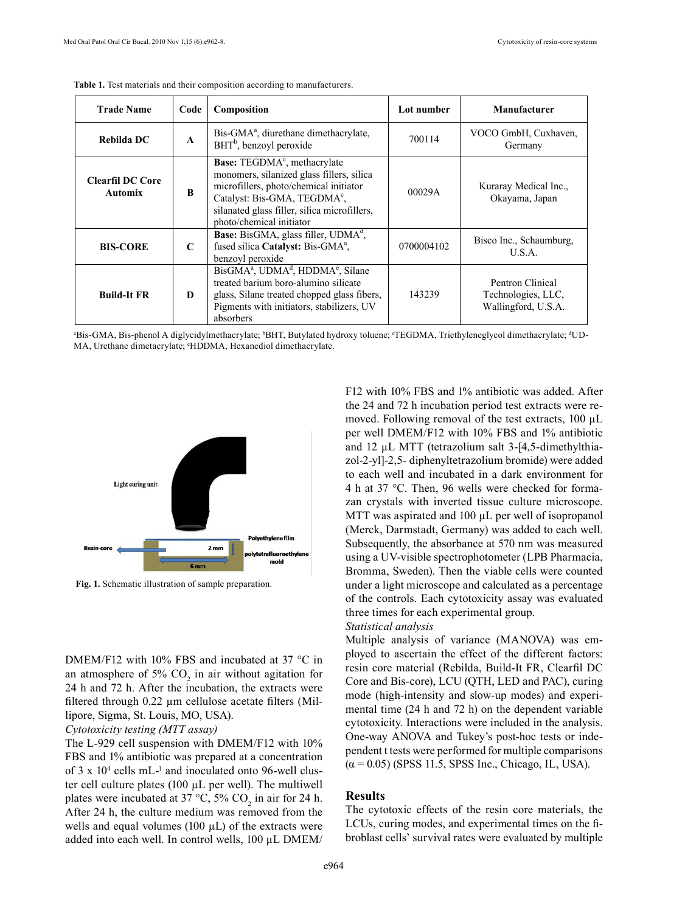**Table 1.** Test materials and their composition according to manufacturers.

| Trade Name | Code | Composition | Lot number | Manufacturer |
|---|---|---|---|---|
| **Rebilda DC** | **A** | Bis-GMA[a], diurethane dimethacrylate, BHT[b], benzoyl peroxide | 700114 | VOCO GmbH, Cuxhaven, Germany |
| **Clearfil DC Core Automix** | **B** | **Base:** TEGDMA[c], methacrylate monomers, silanized glass fillers, silica microfillers, photo/chemical initiator Catalyst: Bis-GMA, TEGDMA[c], silanated glass filler, silica microfillers, photo/chemical initiator | 00029A | Kuraray Medical Inc., Okayama, Japan |
| **BIS-CORE** | **C** | **Base:** BisGMA, glass filler, UDMA[d], fused silica **Catalyst:** Bis-GMA[a], benzoyl peroxide | 0700004102 | Bisco Inc., Schaumburg, U.S.A. |
| **Build-It FR** | **D** | BisGMA[a], UDMA[d], HDDMA[e], Silane treated barium boro-alumino silicate glass, Silane treated chopped glass fibers, Pigments with initiators, stabilizers, UV absorbers | 143239 | Pentron Clinical Technologies, LLC, Wallingford, U.S.A. |

[a]Bis-GMA, Bis-phenol A diglycidylmethacrylate; [b]BHT, Butylated hydroxy toluene; [c]TEGDMA, Triethyleneglycol dimethacrylate; [d]UDMA, Urethane dimetacrylate; [e]HDDMA, Hexanediol dimethacrylate.

**Fig. 1.** Schematic illustration of sample preparation.

DMEM/F12 with 10% FBS and incubated at 37 °C in an atmosphere of 5% $CO_2$ in air without agitation for 24 h and 72 h. After the incubation, the extracts were filtered through 0.22 µm cellulose acetate filters (Millipore, Sigma, St. Louis, MO, USA).

*Cytotoxicity testing (MTT assay)*

The L-929 cell suspension with DMEM/F12 with 10% FBS and 1% antibiotic was prepared at a concentration of 3 x $10^4$ cells $mL^{-1}$ and inoculated onto 96-well cluster cell culture plates (100 µL per well). The multiwell plates were incubated at 37 °C, 5% $CO_2$ in air for 24 h. After 24 h, the culture medium was removed from the wells and equal volumes (100 µL) of the extracts were added into each well. In control wells, 100 µL DMEM/F12 with 10% FBS and 1% antibiotic was added. After the 24 and 72 h incubation period test extracts were removed. Following removal of the test extracts, 100 µL per well DMEM/F12 with 10% FBS and 1% antibiotic and 12 µL MTT (tetrazolium salt 3-[4,5-dimethylthiazol-2-yl]-2,5- diphenyltetrazolium bromide) were added to each well and incubated in a dark environment for 4 h at 37 °C. Then, 96 wells were checked for formazan crystals with inverted tissue culture microscope. MTT was aspirated and 100 µL per well of isopropanol (Merck, Darmstadt, Germany) was added to each well. Subsequently, the absorbance at 570 nm was measured using a UV-visible spectrophotometer (LPB Pharmacia, Bromma, Sweden). Then the viable cells were counted under a light microscope and calculated as a percentage of the controls. Each cytotoxicity assay was evaluated three times for each experimental group.

*Statistical analysis*

Multiple analysis of variance (MANOVA) was employed to ascertain the effect of the different factors: resin core material (Rebilda, Build-It FR, Clearfil DC Core and Bis-core), LCU (QTH, LED and PAC), curing mode (high-intensity and slow-up modes) and experimental time (24 h and 72 h) on the dependent variable cytotoxicity. Interactions were included in the analysis. One-way ANOVA and Tukey's post-hoc tests or independent t tests were performed for multiple comparisons ($\alpha = 0.05$) (SPSS 11.5, SPSS Inc., Chicago, IL, USA).

## Results

The cytotoxic effects of the resin core materials, the LCUs, curing modes, and experimental times on the fibroblast cells' survival rates were evaluated by multiple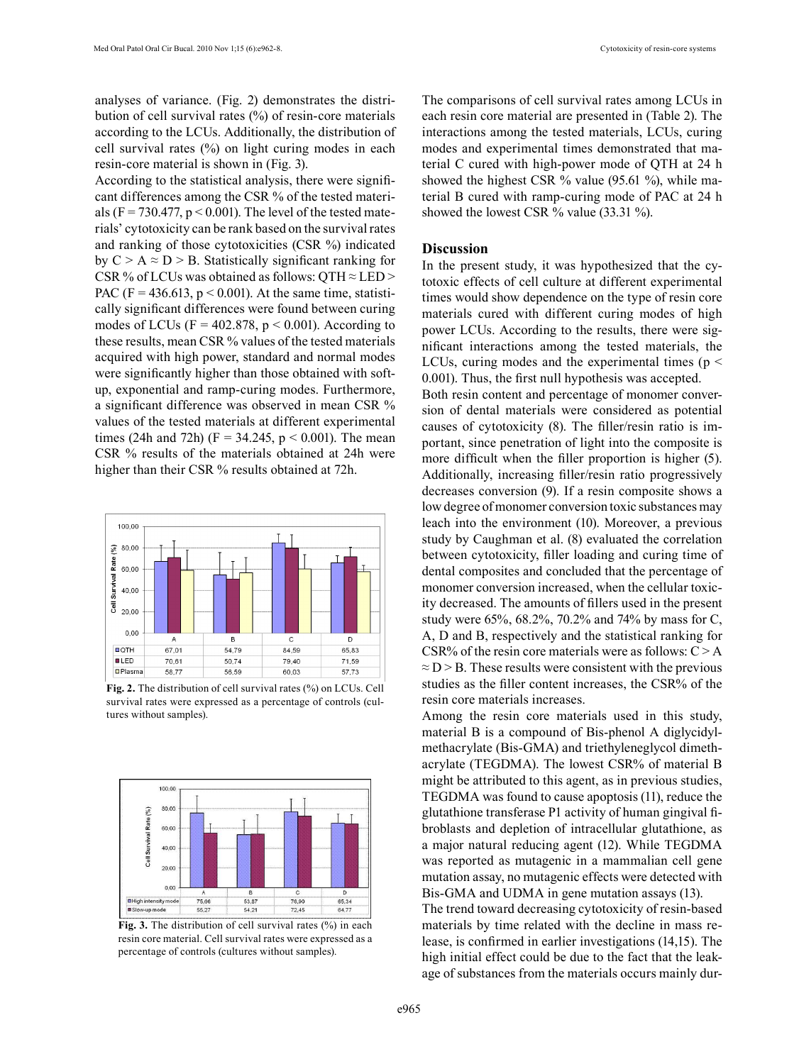analyses of variance. (Fig. 2) demonstrates the distribution of cell survival rates (%) of resin-core materials according to the LCUs. Additionally, the distribution of cell survival rates (%) on light curing modes in each resin-core material is shown in (Fig. 3).

According to the statistical analysis, there were significant differences among the CSR % of the tested materials ($F = 730.477$, $p < 0.001$). The level of the tested materials' cytotoxicity can be rank based on the survival rates and ranking of those cytotoxicities (CSR %) indicated by C > A ≈ D > B. Statistically significant ranking for CSR % of LCUs was obtained as follows: QTH ≈ LED > PAC ($F = 436.613$, $p < 0.001$). At the same time, statistically significant differences were found between curing modes of LCUs ($F = 402.878$, $p < 0.001$). According to these results, mean CSR % values of the tested materials acquired with high power, standard and normal modes were significantly higher than those obtained with soft-up, exponential and ramp-curing modes. Furthermore, a significant difference was observed in mean CSR % values of the tested materials at different experimental times (24h and 72h) ($F = 34.245$, $p < 0.001$). The mean CSR % results of the materials obtained at 24h were higher than their CSR % results obtained at 72h.

| | A | B | C | D |
|---|---|---|---|---|
| QTH | 67,01 | 54,79 | 84,59 | 65,83 |
| LED | 70,61 | 50,74 | 79,40 | 71,59 |
| Plasma | 58,77 | 56,59 | 60,03 | 57,73 |

**Fig. 2.** The distribution of cell survival rates (%) on LCUs. Cell survival rates were expressed as a percentage of controls (cultures without samples).

| | A | B | C | D |
|---|---|---|---|---|
| High intensity mode | 75,66 | 53,87 | 76,90 | 65,34 |
| Slow-up mode | 55,27 | 54,21 | 72,45 | 64,77 |

**Fig. 3.** The distribution of cell survival rates (%) in each resin core material. Cell survival rates were expressed as a percentage of controls (cultures without samples).

The comparisons of cell survival rates among LCUs in each resin core material are presented in (Table 2). The interactions among the tested materials, LCUs, curing modes and experimental times demonstrated that material C cured with high-power mode of QTH at 24 h showed the highest CSR % value (95.61 %), while material B cured with ramp-curing mode of PAC at 24 h showed the lowest CSR % value (33.31 %).

## Discussion

In the present study, it was hypothesized that the cytotoxic effects of cell culture at different experimental times would show dependence on the type of resin core materials cured with different curing modes of high power LCUs. According to the results, there were significant interactions among the tested materials, the LCUs, curing modes and the experimental times ($p < 0.001$). Thus, the first null hypothesis was accepted.

Both resin content and percentage of monomer conversion of dental materials were considered as potential causes of cytotoxicity (8). The filler/resin ratio is important, since penetration of light into the composite is more difficult when the filler proportion is higher (5). Additionally, increasing filler/resin ratio progressively decreases conversion (9). If a resin composite shows a low degree of monomer conversion toxic substances may leach into the environment (10). Moreover, a previous study by Caughman et al. (8) evaluated the correlation between cytotoxicity, filler loading and curing time of dental composites and concluded that the percentage of monomer conversion increased, when the cellular toxicity decreased. The amounts of fillers used in the present study were 65%, 68.2%, 70.2% and 74% by mass for C, A, D and B, respectively and the statistical ranking for CSR% of the resin core materials were as follows: C > A ≈ D > B. These results were consistent with the previous studies as the filler content increases, the CSR% of the resin core materials increases.

Among the resin core materials used in this study, material B is a compound of Bis-phenol A diglycidylmethacrylate (Bis-GMA) and triethyleneglycol dimethacrylate (TEGDMA). The lowest CSR% of material B might be attributed to this agent, as in previous studies, TEGDMA was found to cause apoptosis (11), reduce the glutathione transferase P1 activity of human gingival fibroblasts and depletion of intracellular glutathione, as a major natural reducing agent (12). While TEGDMA was reported as mutagenic in a mammalian cell gene mutation assay, no mutagenic effects were detected with Bis-GMA and UDMA in gene mutation assays (13).

The trend toward decreasing cytotoxicity of resin-based materials by time related with the decline in mass release, is confirmed in earlier investigations (14,15). The high initial effect could be due to the fact that the leakage of substances from the materials occurs mainly dur-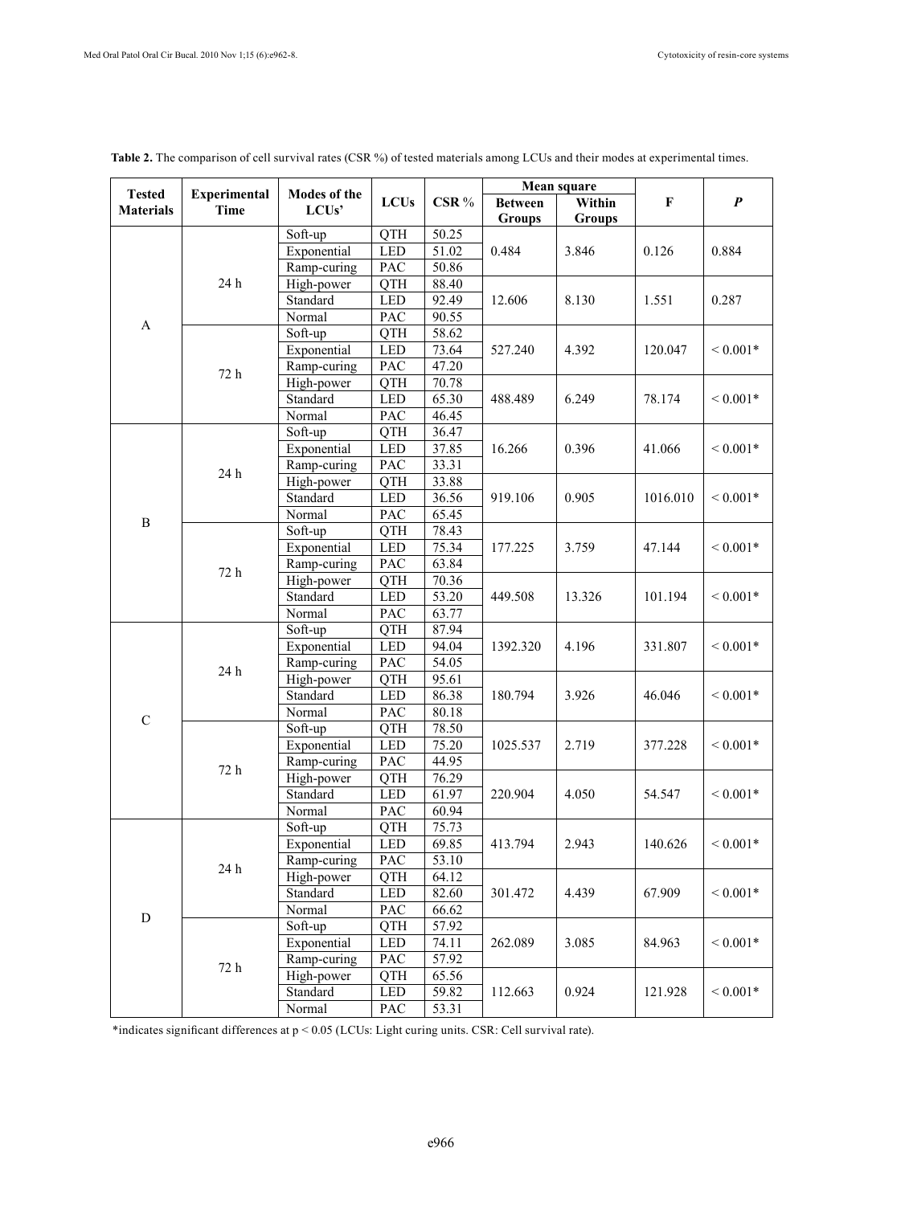**Table 2.** The comparison of cell survival rates (CSR %) of tested materials among LCUs and their modes at experimental times.

| Tested Materials | Experimental Time | Modes of the LCUs' | LCUs | CSR % | Mean square Between Groups | Mean square Within Groups | F | *P* |
|---|---|---|---|---|---|---|---|---|
| A | 24 h | Soft-up | QTH | 50.25 | 0.484 | 3.846 | 0.126 | 0.884 |
| | | Exponential | LED | 51.02 | | | | |
| | | Ramp-curing | PAC | 50.86 | | | | |
| | | High-power | QTH | 88.40 | 12.606 | 8.130 | 1.551 | 0.287 |
| | | Standard | LED | 92.49 | | | | |
| | | Normal | PAC | 90.55 | | | | |
| | 72 h | Soft-up | QTH | 58.62 | 527.240 | 4.392 | 120.047 | < 0.001* |
| | | Exponential | LED | 73.64 | | | | |
| | | Ramp-curing | PAC | 47.20 | | | | |
| | | High-power | QTH | 70.78 | 488.489 | 6.249 | 78.174 | < 0.001* |
| | | Standard | LED | 65.30 | | | | |
| | | Normal | PAC | 46.45 | | | | |
| B | 24 h | Soft-up | QTH | 36.47 | 16.266 | 0.396 | 41.066 | < 0.001* |
| | | Exponential | LED | 37.85 | | | | |
| | | Ramp-curing | PAC | 33.31 | | | | |
| | | High-power | QTH | 33.88 | 919.106 | 0.905 | 1016.010 | < 0.001* |
| | | Standard | LED | 36.56 | | | | |
| | | Normal | PAC | 65.45 | | | | |
| | 72 h | Soft-up | QTH | 78.43 | 177.225 | 3.759 | 47.144 | < 0.001* |
| | | Exponential | LED | 75.34 | | | | |
| | | Ramp-curing | PAC | 63.84 | | | | |
| | | High-power | QTH | 70.36 | 449.508 | 13.326 | 101.194 | < 0.001* |
| | | Standard | LED | 53.20 | | | | |
| | | Normal | PAC | 63.77 | | | | |
| C | 24 h | Soft-up | QTH | 87.94 | 1392.320 | 4.196 | 331.807 | < 0.001* |
| | | Exponential | LED | 94.04 | | | | |
| | | Ramp-curing | PAC | 54.05 | | | | |
| | | High-power | QTH | 95.61 | 180.794 | 3.926 | 46.046 | < 0.001* |
| | | Standard | LED | 86.38 | | | | |
| | | Normal | PAC | 80.18 | | | | |
| | 72 h | Soft-up | QTH | 78.50 | 1025.537 | 2.719 | 377.228 | < 0.001* |
| | | Exponential | LED | 75.20 | | | | |
| | | Ramp-curing | PAC | 44.95 | | | | |
| | | High-power | QTH | 76.29 | 220.904 | 4.050 | 54.547 | < 0.001* |
| | | Standard | LED | 61.97 | | | | |
| | | Normal | PAC | 60.94 | | | | |
| D | 24 h | Soft-up | QTH | 75.73 | 413.794 | 2.943 | 140.626 | < 0.001* |
| | | Exponential | LED | 69.85 | | | | |
| | | Ramp-curing | PAC | 53.10 | | | | |
| | | High-power | QTH | 64.12 | 301.472 | 4.439 | 67.909 | < 0.001* |
| | | Standard | LED | 82.60 | | | | |
| | | Normal | PAC | 66.62 | | | | |
| | 72 h | Soft-up | QTH | 57.92 | 262.089 | 3.085 | 84.963 | < 0.001* |
| | | Exponential | LED | 74.11 | | | | |
| | | Ramp-curing | PAC | 57.92 | | | | |
| | | High-power | QTH | 65.56 | 112.663 | 0.924 | 121.928 | < 0.001* |
| | | Standard | LED | 59.82 | | | | |
| | | Normal | PAC | 53.31 | | | | |

*indicates significant differences at $p < 0.05$ (LCUs: Light curing units. CSR: Cell survival rate).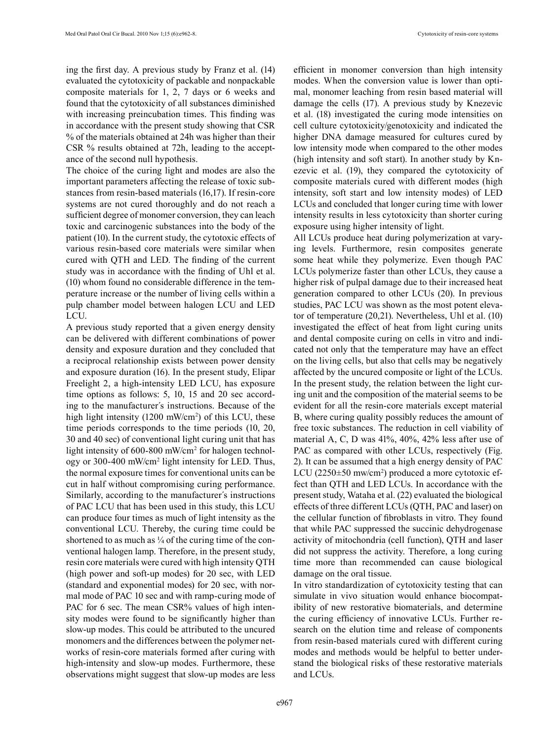ing the first day. A previous study by Franz et al. (14) evaluated the cytotoxicity of packable and nonpackable composite materials for 1, 2, 7 days or 6 weeks and found that the cytotoxicity of all substances diminished with increasing preincubation times. This finding was in accordance with the present study showing that CSR % of the materials obtained at 24h was higher than their CSR % results obtained at 72h, leading to the acceptance of the second null hypothesis.

The choice of the curing light and modes are also the important parameters affecting the release of toxic substances from resin-based materials (16,17). If resin-core systems are not cured thoroughly and do not reach a sufficient degree of monomer conversion, they can leach toxic and carcinogenic substances into the body of the patient (10). In the current study, the cytotoxic effects of various resin-based core materials were similar when cured with QTH and LED. The finding of the current study was in accordance with the finding of Uhl et al. (10) whom found no considerable difference in the temperature increase or the number of living cells within a pulp chamber model between halogen LCU and LED LCU.

A previous study reported that a given energy density can be delivered with different combinations of power density and exposure duration and they concluded that a reciprocal relationship exists between power density and exposure duration (16). In the present study, Elipar Freelight 2, a high-intensity LED LCU, has exposure time options as follows: 5, 10, 15 and 20 sec according to the manufacturer´s instructions. Because of the high light intensity (1200 mW/cm$^2$) of this LCU, these time periods corresponds to the time periods (10, 20, 30 and 40 sec) of conventional light curing unit that has light intensity of 600-800 mW/cm$^2$ for halogen technology or 300-400 mW/cm$^2$ light intensity for LED. Thus, the normal exposure times for conventional units can be cut in half without compromising curing performance. Similarly, according to the manufacturer´s instructions of PAC LCU that has been used in this study, this LCU can produce four times as much of light intensity as the conventional LCU. Thereby, the curing time could be shortened to as much as ¼ of the curing time of the conventional halogen lamp. Therefore, in the present study, resin core materials were cured with high intensity QTH (high power and soft-up modes) for 20 sec, with LED (standard and exponential modes) for 20 sec, with normal mode of PAC 10 sec and with ramp-curing mode of PAC for 6 sec. The mean CSR% values of high intensity modes were found to be significantly higher than slow-up modes. This could be attributed to the uncured monomers and the differences between the polymer networks of resin-core materials formed after curing with high-intensity and slow-up modes. Furthermore, these observations might suggest that slow-up modes are less efficient in monomer conversion than high intensity modes. When the conversion value is lower than optimal, monomer leaching from resin based material will damage the cells (17). A previous study by Knezevic et al. (18) investigated the curing mode intensities on cell culture cytotoxicity/genotoxicity and indicated the higher DNA damage measured for cultures cured by low intensity mode when compared to the other modes (high intensity and soft start). In another study by Knezevic et al. (19), they compared the cytotoxicity of composite materials cured with different modes (high intensity, soft start and low intensity modes) of LED LCUs and concluded that longer curing time with lower intensity results in less cytotoxicity than shorter curing exposure using higher intensity of light.

All LCUs produce heat during polymerization at varying levels. Furthermore, resin composites generate some heat while they polymerize. Even though PAC LCUs polymerize faster than other LCUs, they cause a higher risk of pulpal damage due to their increased heat generation compared to other LCUs (20). In previous studies, PAC LCU was shown as the most potent elevator of temperature (20,21). Nevertheless, Uhl et al. (10) investigated the effect of heat from light curing units and dental composite curing on cells in vitro and indicated not only that the temperature may have an effect on the living cells, but also that cells may be negatively affected by the uncured composite or light of the LCUs. In the present study, the relation between the light curing unit and the composition of the material seems to be evident for all the resin-core materials except material B, where curing quality possibly reduces the amount of free toxic substances. The reduction in cell viability of material A, C, D was 41%, 40%, 42% less after use of PAC as compared with other LCUs, respectively (Fig. 2). It can be assumed that a high energy density of PAC LCU (2250±50 mw/cm$^2$) produced a more cytotoxic effect than QTH and LED LCUs. In accordance with the present study, Wataha et al. (22) evaluated the biological effects of three different LCUs (QTH, PAC and laser) on the cellular function of fibroblasts in vitro. They found that while PAC suppressed the succinic dehydrogenase activity of mitochondria (cell function), QTH and laser did not suppress the activity. Therefore, a long curing time more than recommended can cause biological damage on the oral tissue.

In vitro standardization of cytotoxicity testing that can simulate in vivo situation would enhance biocompatibility of new restorative biomaterials, and determine the curing efficiency of innovative LCUs. Further research on the elution time and release of components from resin-based materials cured with different curing modes and methods would be helpful to better understand the biological risks of these restorative materials and LCUs.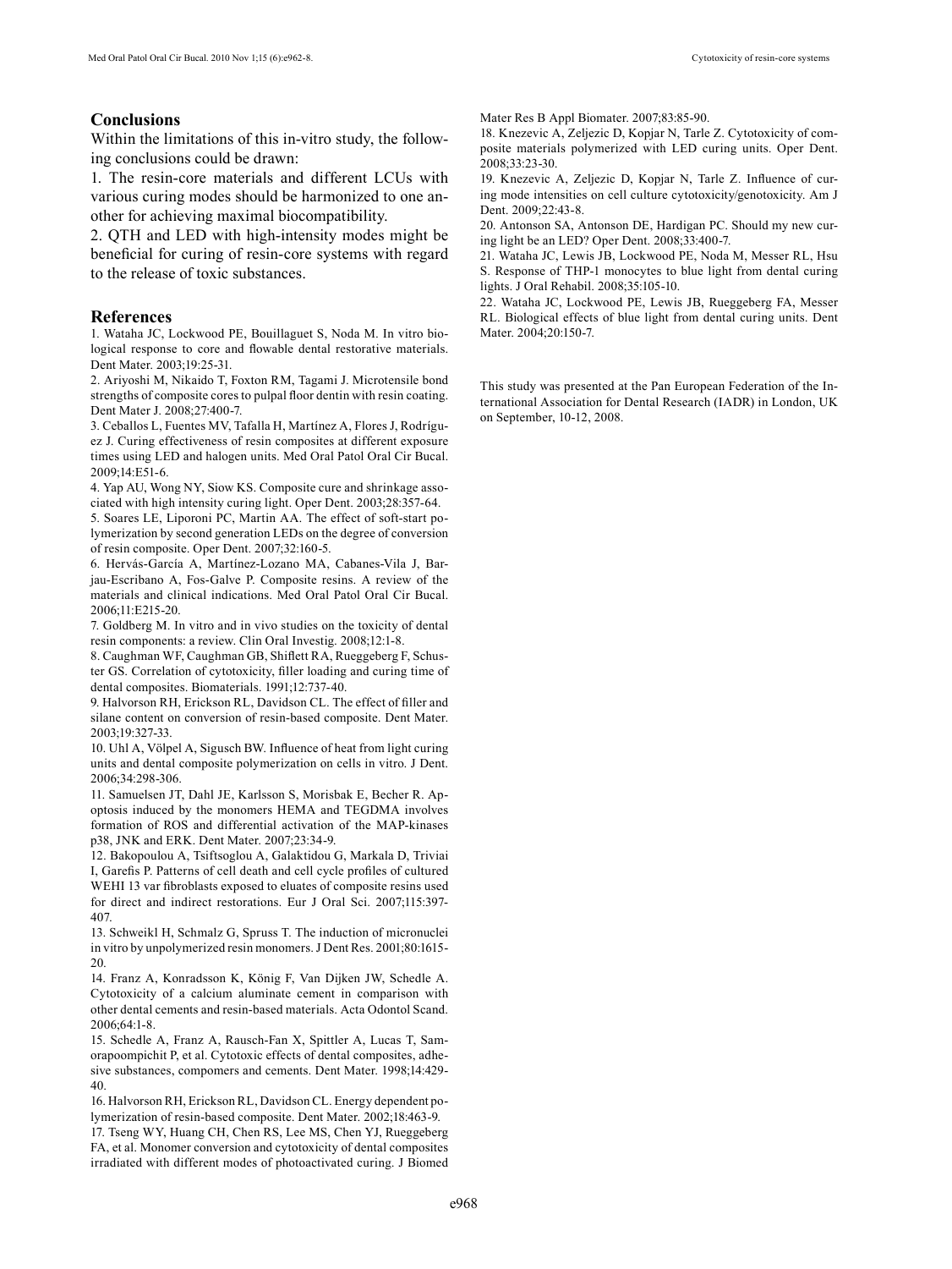## Conclusions

Within the limitations of this in-vitro study, the following conclusions could be drawn:

1. The resin-core materials and different LCUs with various curing modes should be harmonized to one another for achieving maximal biocompatibility.

2. QTH and LED with high-intensity modes might be beneficial for curing of resin-core systems with regard to the release of toxic substances.

## References

1. Wataha JC, Lockwood PE, Bouillaguet S, Noda M. In vitro biological response to core and flowable dental restorative materials. Dent Mater. 2003;19:25-31.
2. Ariyoshi M, Nikaido T, Foxton RM, Tagami J. Microtensile bond strengths of composite cores to pulpal floor dentin with resin coating. Dent Mater J. 2008;27:400-7.
3. Ceballos L, Fuentes MV, Tafalla H, Martínez A, Flores J, Rodríguez J. Curing effectiveness of resin composites at different exposure times using LED and halogen units. Med Oral Patol Oral Cir Bucal. 2009;14:E51-6.
4. Yap AU, Wong NY, Siow KS. Composite cure and shrinkage associated with high intensity curing light. Oper Dent. 2003;28:357-64.
5. Soares LE, Liporoni PC, Martin AA. The effect of soft-start polymerization by second generation LEDs on the degree of conversion of resin composite. Oper Dent. 2007;32:160-5.
6. Hervás-García A, Martínez-Lozano MA, Cabanes-Vila J, Barjau-Escribano A, Fos-Galve P. Composite resins. A review of the materials and clinical indications. Med Oral Patol Oral Cir Bucal. 2006;11:E215-20.
7. Goldberg M. In vitro and in vivo studies on the toxicity of dental resin components: a review. Clin Oral Investig. 2008;12:1-8.
8. Caughman WF, Caughman GB, Shiflett RA, Rueggeberg F, Schuster GS. Correlation of cytotoxicity, filler loading and curing time of dental composites. Biomaterials. 1991;12:737-40.
9. Halvorson RH, Erickson RL, Davidson CL. The effect of filler and silane content on conversion of resin-based composite. Dent Mater. 2003;19:327-33.
10. Uhl A, Völpel A, Sigusch BW. Influence of heat from light curing units and dental composite polymerization on cells in vitro. J Dent. 2006;34:298-306.
11. Samuelsen JT, Dahl JE, Karlsson S, Morisbak E, Becher R. Apoptosis induced by the monomers HEMA and TEGDMA involves formation of ROS and differential activation of the MAP-kinases p38, JNK and ERK. Dent Mater. 2007;23:34-9.
12. Bakopoulou A, Tsiftsoglou A, Galaktidou G, Markala D, Triviai I, Garefis P. Patterns of cell death and cell cycle profiles of cultured WEHI 13 var fibroblasts exposed to eluates of composite resins used for direct and indirect restorations. Eur J Oral Sci. 2007;115:397-407.
13. Schweikl H, Schmalz G, Spruss T. The induction of micronuclei in vitro by unpolymerized resin monomers. J Dent Res. 2001;80:1615-20.
14. Franz A, Konradsson K, König F, Van Dijken JW, Schedle A. Cytotoxicity of a calcium aluminate cement in comparison with other dental cements and resin-based materials. Acta Odontol Scand. 2006;64:1-8.
15. Schedle A, Franz A, Rausch-Fan X, Spittler A, Lucas T, Samorapoompichit P, et al. Cytotoxic effects of dental composites, adhesive substances, compomers and cements. Dent Mater. 1998;14:429-40.
16. Halvorson RH, Erickson RL, Davidson CL. Energy dependent polymerization of resin-based composite. Dent Mater. 2002;18:463-9.
17. Tseng WY, Huang CH, Chen RS, Lee MS, Chen YJ, Rueggeberg FA, et al. Monomer conversion and cytotoxicity of dental composites irradiated with different modes of photoactivated curing. J Biomed Mater Res B Appl Biomater. 2007;83:85-90.
18. Knezevic A, Zeljezic D, Kopjar N, Tarle Z. Cytotoxicity of composite materials polymerized with LED curing units. Oper Dent. 2008;33:23-30.
19. Knezevic A, Zeljezic D, Kopjar N, Tarle Z. Influence of curing mode intensities on cell culture cytotoxicity/genotoxicity. Am J Dent. 2009;22:43-8.
20. Antonson SA, Antonson DE, Hardigan PC. Should my new curing light be an LED? Oper Dent. 2008;33:400-7.
21. Wataha JC, Lewis JB, Lockwood PE, Noda M, Messer RL, Hsu S. Response of THP-1 monocytes to blue light from dental curing lights. J Oral Rehabil. 2008;35:105-10.
22. Wataha JC, Lockwood PE, Lewis JB, Rueggeberg FA, Messer RL. Biological effects of blue light from dental curing units. Dent Mater. 2004;20:150-7.

This study was presented at the Pan European Federation of the International Association for Dental Research (IADR) in London, UK on September, 10-12, 2008.